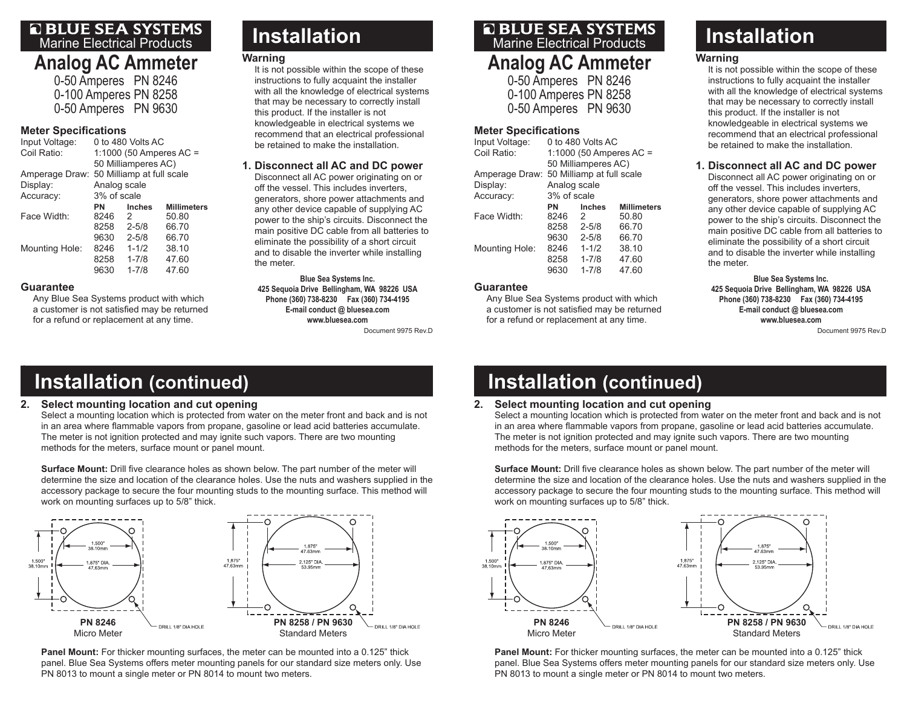# BLUE SEA SYSTEMS
Marine Electrical Products

## Analog AC Ammeter

0-50 Amperes PN 8246
0-100 Amperes PN 8258
0-50 Amperes PN 9630

### Meter Specifications

| | | | |
|---|---|---|---|
| Input Voltage: | 0 to 480 Volts AC | | |
| Coil Ratio: | 1:1000 (50 Amperes AC = 50 Milliamperes AC) | | |
| Amperage Draw: | 50 Milliamp at full scale | | |
| Display: | Analog scale | | |
| Accuracy: | 3% of scale | | |
| | **PN** | **Inches** | **Millimeters** |
| Face Width: | 8246 | 2 | 50.80 |
| | 8258 | 2-5/8 | 66.70 |
| | 9630 | 2-5/8 | 66.70 |
| Mounting Hole: | 8246 | 1-1/2 | 38.10 |
| | 8258 | 1-7/8 | 47.60 |
| | 9630 | 1-7/8 | 47.60 |

### Guarantee

Any Blue Sea Systems product with which a customer is not satisfied may be returned for a refund or replacement at any time.

# Installation

**Warning**

It is not possible within the scope of these instructions to fully acquaint the installer with all the knowledge of electrical systems that may be necessary to correctly install this product. If the installer is not knowledgeable in electrical systems we recommend that an electrical professional be retained to make the installation.

### 1. Disconnect all AC and DC power

Disconnect all AC power originating on or off the vessel. This includes inverters, generators, shore power attachments and any other device capable of supplying AC power to the ship's circuits. Disconnect the main positive DC cable from all batteries to eliminate the possibility of a short circuit and to disable the inverter while installing the meter.

**Blue Sea Systems Inc.**
**425 Sequoia Drive Bellingham, WA 98226 USA**
**Phone (360) 738-8230 Fax (360) 734-4195**
**E-mail conduct @ bluesea.com**
**www.bluesea.com**

Document 9975 Rev.D

# BLUE SEA SYSTEMS
Marine Electrical Products

## Analog AC Ammeter

0-50 Amperes PN 8246
0-100 Amperes PN 8258
0-50 Amperes PN 9630

### Meter Specifications

| | | | |
|---|---|---|---|
| Input Voltage: | 0 to 480 Volts AC | | |
| Coil Ratio: | 1:1000 (50 Amperes AC = 50 Milliamperes AC) | | |
| Amperage Draw: | 50 Milliamp at full scale | | |
| Display: | Analog scale | | |
| Accuracy: | 3% of scale | | |
| | **PN** | **Inches** | **Millimeters** |
| Face Width: | 8246 | 2 | 50.80 |
| | 8258 | 2-5/8 | 66.70 |
| | 9630 | 2-5/8 | 66.70 |
| Mounting Hole: | 8246 | 1-1/2 | 38.10 |
| | 8258 | 1-7/8 | 47.60 |
| | 9630 | 1-7/8 | 47.60 |

### Guarantee

Any Blue Sea Systems product with which a customer is not satisfied may be returned for a refund or replacement at any time.

# Installation

**Warning**

It is not possible within the scope of these instructions to fully acquaint the installer with all the knowledge of electrical systems that may be necessary to correctly install this product. If the installer is not knowledgeable in electrical systems we recommend that an electrical professional be retained to make the installation.

### 1. Disconnect all AC and DC power

Disconnect all AC power originating on or off the vessel. This includes inverters, generators, shore power attachments and any other device capable of supplying AC power to the ship's circuits. Disconnect the main positive DC cable from all batteries to eliminate the possibility of a short circuit and to disable the inverter while installing the meter.

**Blue Sea Systems Inc.**
**425 Sequoia Drive Bellingham, WA 98226 USA**
**Phone (360) 738-8230 Fax (360) 734-4195**
**E-mail conduct @ bluesea.com**
**www.bluesea.com**

Document 9975 Rev.D

# Installation (continued)

### 2. Select mounting location and cut opening

Select a mounting location which is protected from water on the meter front and back and is not in an area where flammable vapors from propane, gasoline or lead acid batteries accumulate. The meter is not ignition protected and may ignite such vapors. There are two mounting methods for the meters, surface mount or panel mount.

**Surface Mount:** Drill five clearance holes as shown below. The part number of the meter will determine the size and location of the clearance holes. Use the nuts and washers supplied in the accessory package to secure the four mounting studs to the mounting surface. This method will work on mounting surfaces up to 5/8" thick.

1.500"
38.10mm
1.500"
38.10mm
1.875" DIA.
47.63mm
DRILL 1/8" DIA HOLE

**PN 8246**
Micro Meter

1.875"
47.63mm
1.875"
47.63mm
2.125" DIA.
53.95mm
DRILL 1/8" DIA HOLE

**PN 8258 / PN 9630**
Standard Meters

**Panel Mount:** For thicker mounting surfaces, the meter can be mounted into a 0.125" thick panel. Blue Sea Systems offers meter mounting panels for our standard size meters only. Use PN 8013 to mount a single meter or PN 8014 to mount two meters.

# Installation (continued)

### 2. Select mounting location and cut opening

Select a mounting location which is protected from water on the meter front and back and is not in an area where flammable vapors from propane, gasoline or lead acid batteries accumulate. The meter is not ignition protected and may ignite such vapors. There are two mounting methods for the meters, surface mount or panel mount.

**Surface Mount:** Drill five clearance holes as shown below. The part number of the meter will determine the size and location of the clearance holes. Use the nuts and washers supplied in the accessory package to secure the four mounting studs to the mounting surface. This method will work on mounting surfaces up to 5/8" thick.

1.500"
38.10mm
1.500"
38.10mm
1.875" DIA.
47.63mm
DRILL 1/8" DIA HOLE

**PN 8246**
Micro Meter

1.875"
47.63mm
1.875"
47.63mm
2.125" DIA.
53.95mm
DRILL 1/8" DIA HOLE

**PN 8258 / PN 9630**
Standard Meters

**Panel Mount:** For thicker mounting surfaces, the meter can be mounted into a 0.125" thick panel. Blue Sea Systems offers meter mounting panels for our standard size meters only. Use PN 8013 to mount a single meter or PN 8014 to mount two meters.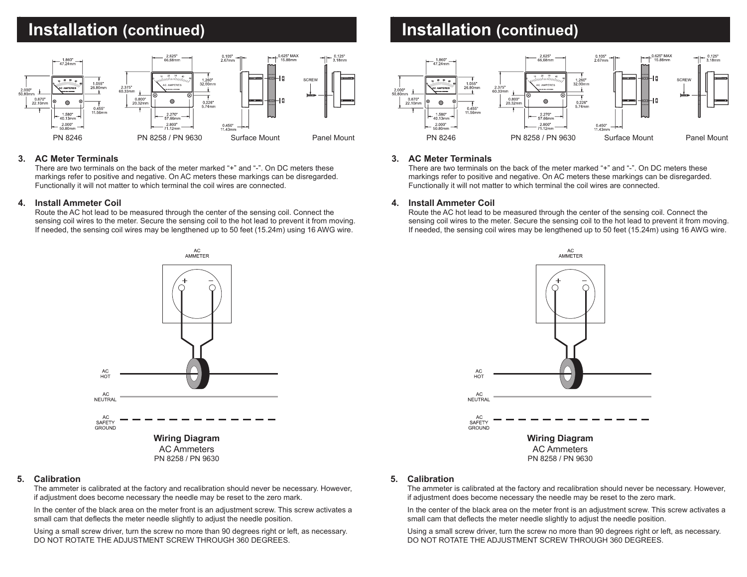# Installation (continued)

PN 8246

PN 8258 / PN 9630

Surface Mount

Panel Mount

**3. AC Meter Terminals**

There are two terminals on the back of the meter marked "+" and "-". On DC meters these markings refer to positive and negative. On AC meters these markings can be disregarded. Functionally it will not matter to which terminal the coil wires are connected.

**4. Install Ammeter Coil**

Route the AC hot lead to be measured through the center of the sensing coil. Connect the sensing coil wires to the meter. Secure the sensing coil to the hot lead to prevent it from moving. If needed, the sensing coil wires may be lengthened up to 50 feet (15.24m) using 16 AWG wire.

AC AMMETER

AC HOT

AC NEUTRAL

AC SAFETY GROUND

**Wiring Diagram**
AC Ammeters
PN 8258 / PN 9630

**5. Calibration**

The ammeter is calibrated at the factory and recalibration should never be necessary. However, if adjustment does become necessary the needle may be reset to the zero mark.

In the center of the black area on the meter front is an adjustment screw. This screw activates a small cam that deflects the meter needle slightly to adjust the needle position.

Using a small screw driver, turn the screw no more than 90 degrees right or left, as necessary. DO NOT ROTATE THE ADJUSTMENT SCREW THROUGH 360 DEGREES.

# Installation (continued)

PN 8246

PN 8258 / PN 9630

Surface Mount

Panel Mount

**3. AC Meter Terminals**

There are two terminals on the back of the meter marked "+" and "-". On DC meters these markings refer to positive and negative. On AC meters these markings can be disregarded. Functionally it will not matter to which terminal the coil wires are connected.

**4. Install Ammeter Coil**

Route the AC hot lead to be measured through the center of the sensing coil. Connect the sensing coil wires to the meter. Secure the sensing coil to the hot lead to prevent it from moving. If needed, the sensing coil wires may be lengthened up to 50 feet (15.24m) using 16 AWG wire.

AC AMMETER

AC HOT

AC NEUTRAL

AC SAFETY GROUND

**Wiring Diagram**
AC Ammeters
PN 8258 / PN 9630

**5. Calibration**

The ammeter is calibrated at the factory and recalibration should never be necessary. However, if adjustment does become necessary the needle may be reset to the zero mark.

In the center of the black area on the meter front is an adjustment screw. This screw activates a small cam that deflects the meter needle slightly to adjust the needle position.

Using a small screw driver, turn the screw no more than 90 degrees right or left, as necessary. DO NOT ROTATE THE ADJUSTMENT SCREW THROUGH 360 DEGREES.